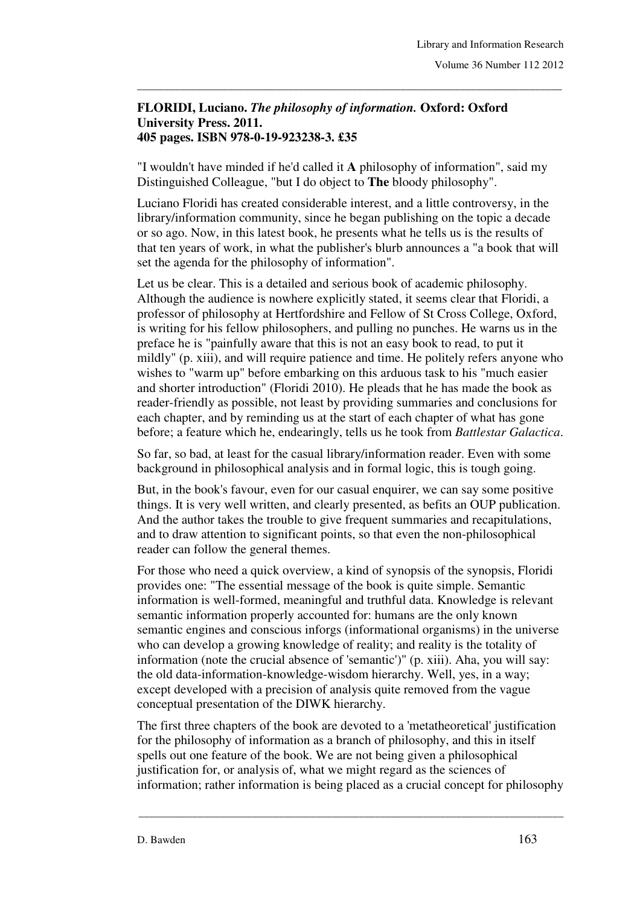**FLORIDI, Luciano.** ***The philosophy of information.*** **Oxford: Oxford University Press. 2011.**
**405 pages. ISBN 978-0-19-923238-3. £35**

"I wouldn't have minded if he'd called it **A** philosophy of information", said my Distinguished Colleague, "but I do object to **The** bloody philosophy".

Luciano Floridi has created considerable interest, and a little controversy, in the library/information community, since he began publishing on the topic a decade or so ago. Now, in this latest book, he presents what he tells us is the results of that ten years of work, in what the publisher's blurb announces a "a book that will set the agenda for the philosophy of information".

Let us be clear. This is a detailed and serious book of academic philosophy. Although the audience is nowhere explicitly stated, it seems clear that Floridi, a professor of philosophy at Hertfordshire and Fellow of St Cross College, Oxford, is writing for his fellow philosophers, and pulling no punches. He warns us in the preface he is "painfully aware that this is not an easy book to read, to put it mildly" (p. xiii), and will require patience and time. He politely refers anyone who wishes to "warm up" before embarking on this arduous task to his "much easier and shorter introduction" (Floridi 2010). He pleads that he has made the book as reader-friendly as possible, not least by providing summaries and conclusions for each chapter, and by reminding us at the start of each chapter of what has gone before; a feature which he, endearingly, tells us he took from *Battlestar Galactica*.

So far, so bad, at least for the casual library/information reader. Even with some background in philosophical analysis and in formal logic, this is tough going.

But, in the book's favour, even for our casual enquirer, we can say some positive things. It is very well written, and clearly presented, as befits an OUP publication. And the author takes the trouble to give frequent summaries and recapitulations, and to draw attention to significant points, so that even the non-philosophical reader can follow the general themes.

For those who need a quick overview, a kind of synopsis of the synopsis, Floridi provides one: "The essential message of the book is quite simple. Semantic information is well-formed, meaningful and truthful data. Knowledge is relevant semantic information properly accounted for: humans are the only known semantic engines and conscious inforgs (informational organisms) in the universe who can develop a growing knowledge of reality; and reality is the totality of information (note the crucial absence of 'semantic')" (p. xiii). Aha, you will say: the old data-information-knowledge-wisdom hierarchy. Well, yes, in a way; except developed with a precision of analysis quite removed from the vague conceptual presentation of the DIWK hierarchy.

The first three chapters of the book are devoted to a 'metatheoretical' justification for the philosophy of information as a branch of philosophy, and this in itself spells out one feature of the book. We are not being given a philosophical justification for, or analysis of, what we might regard as the sciences of information; rather information is being placed as a crucial concept for philosophy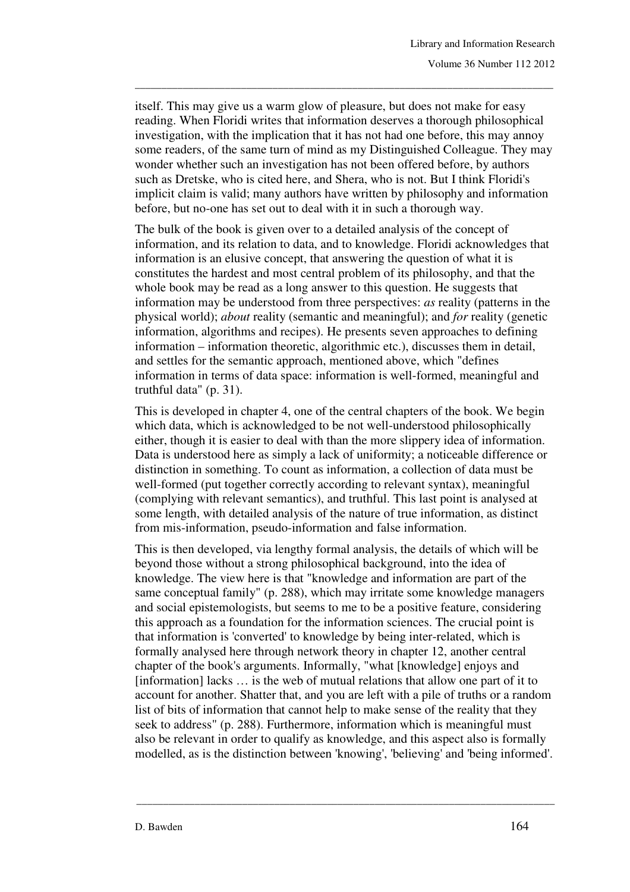itself. This may give us a warm glow of pleasure, but does not make for easy reading. When Floridi writes that information deserves a thorough philosophical investigation, with the implication that it has not had one before, this may annoy some readers, of the same turn of mind as my Distinguished Colleague. They may wonder whether such an investigation has not been offered before, by authors such as Dretske, who is cited here, and Shera, who is not. But I think Floridi's implicit claim is valid; many authors have written by philosophy and information before, but no-one has set out to deal with it in such a thorough way.

The bulk of the book is given over to a detailed analysis of the concept of information, and its relation to data, and to knowledge. Floridi acknowledges that information is an elusive concept, that answering the question of what it is constitutes the hardest and most central problem of its philosophy, and that the whole book may be read as a long answer to this question. He suggests that information may be understood from three perspectives: *as* reality (patterns in the physical world); *about* reality (semantic and meaningful); and *for* reality (genetic information, algorithms and recipes). He presents seven approaches to defining information – information theoretic, algorithmic etc.), discusses them in detail, and settles for the semantic approach, mentioned above, which "defines information in terms of data space: information is well-formed, meaningful and truthful data" (p. 31).

This is developed in chapter 4, one of the central chapters of the book. We begin which data, which is acknowledged to be not well-understood philosophically either, though it is easier to deal with than the more slippery idea of information. Data is understood here as simply a lack of uniformity; a noticeable difference or distinction in something. To count as information, a collection of data must be well-formed (put together correctly according to relevant syntax), meaningful (complying with relevant semantics), and truthful. This last point is analysed at some length, with detailed analysis of the nature of true information, as distinct from mis-information, pseudo-information and false information.

This is then developed, via lengthy formal analysis, the details of which will be beyond those without a strong philosophical background, into the idea of knowledge. The view here is that "knowledge and information are part of the same conceptual family" (p. 288), which may irritate some knowledge managers and social epistemologists, but seems to me to be a positive feature, considering this approach as a foundation for the information sciences. The crucial point is that information is 'converted' to knowledge by being inter-related, which is formally analysed here through network theory in chapter 12, another central chapter of the book's arguments. Informally, "what [knowledge] enjoys and [information] lacks … is the web of mutual relations that allow one part of it to account for another. Shatter that, and you are left with a pile of truths or a random list of bits of information that cannot help to make sense of the reality that they seek to address" (p. 288). Furthermore, information which is meaningful must also be relevant in order to qualify as knowledge, and this aspect also is formally modelled, as is the distinction between 'knowing', 'believing' and 'being informed'.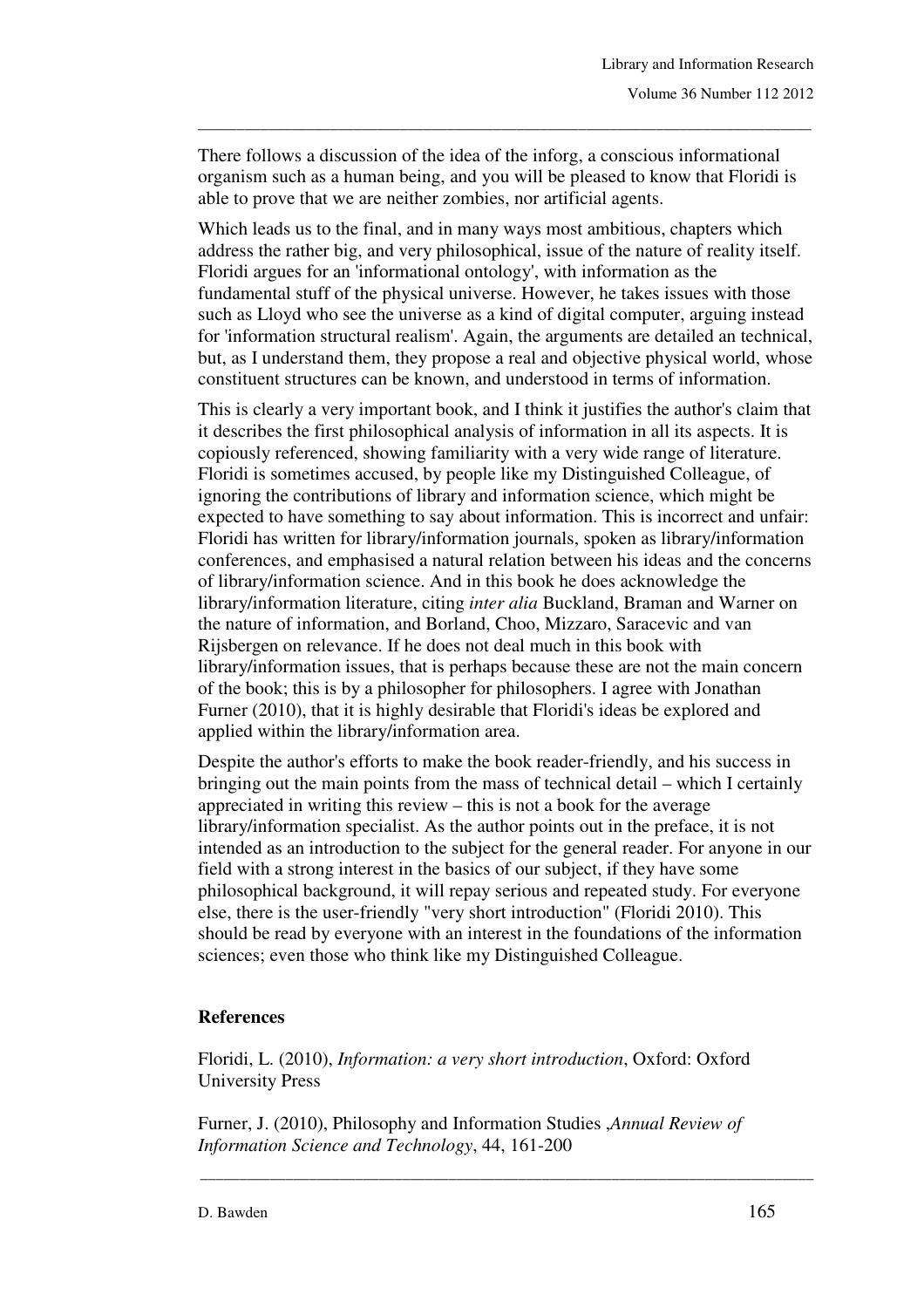There follows a discussion of the idea of the inforg, a conscious informational organism such as a human being, and you will be pleased to know that Floridi is able to prove that we are neither zombies, nor artificial agents.

Which leads us to the final, and in many ways most ambitious, chapters which address the rather big, and very philosophical, issue of the nature of reality itself. Floridi argues for an 'informational ontology', with information as the fundamental stuff of the physical universe. However, he takes issues with those such as Lloyd who see the universe as a kind of digital computer, arguing instead for 'information structural realism'. Again, the arguments are detailed an technical, but, as I understand them, they propose a real and objective physical world, whose constituent structures can be known, and understood in terms of information.

This is clearly a very important book, and I think it justifies the author's claim that it describes the first philosophical analysis of information in all its aspects. It is copiously referenced, showing familiarity with a very wide range of literature. Floridi is sometimes accused, by people like my Distinguished Colleague, of ignoring the contributions of library and information science, which might be expected to have something to say about information. This is incorrect and unfair: Floridi has written for library/information journals, spoken as library/information conferences, and emphasised a natural relation between his ideas and the concerns of library/information science. And in this book he does acknowledge the library/information literature, citing *inter alia* Buckland, Braman and Warner on the nature of information, and Borland, Choo, Mizzaro, Saracevic and van Rijsbergen on relevance. If he does not deal much in this book with library/information issues, that is perhaps because these are not the main concern of the book; this is by a philosopher for philosophers. I agree with Jonathan Furner (2010), that it is highly desirable that Floridi's ideas be explored and applied within the library/information area.

Despite the author's efforts to make the book reader-friendly, and his success in bringing out the main points from the mass of technical detail – which I certainly appreciated in writing this review – this is not a book for the average library/information specialist. As the author points out in the preface, it is not intended as an introduction to the subject for the general reader. For anyone in our field with a strong interest in the basics of our subject, if they have some philosophical background, it will repay serious and repeated study. For everyone else, there is the user-friendly "very short introduction" (Floridi 2010). This should be read by everyone with an interest in the foundations of the information sciences; even those who think like my Distinguished Colleague.

## References

Floridi, L. (2010), *Information: a very short introduction*, Oxford: Oxford University Press

Furner, J. (2010), Philosophy and Information Studies ,*Annual Review of Information Science and Technology*, 44, 161-200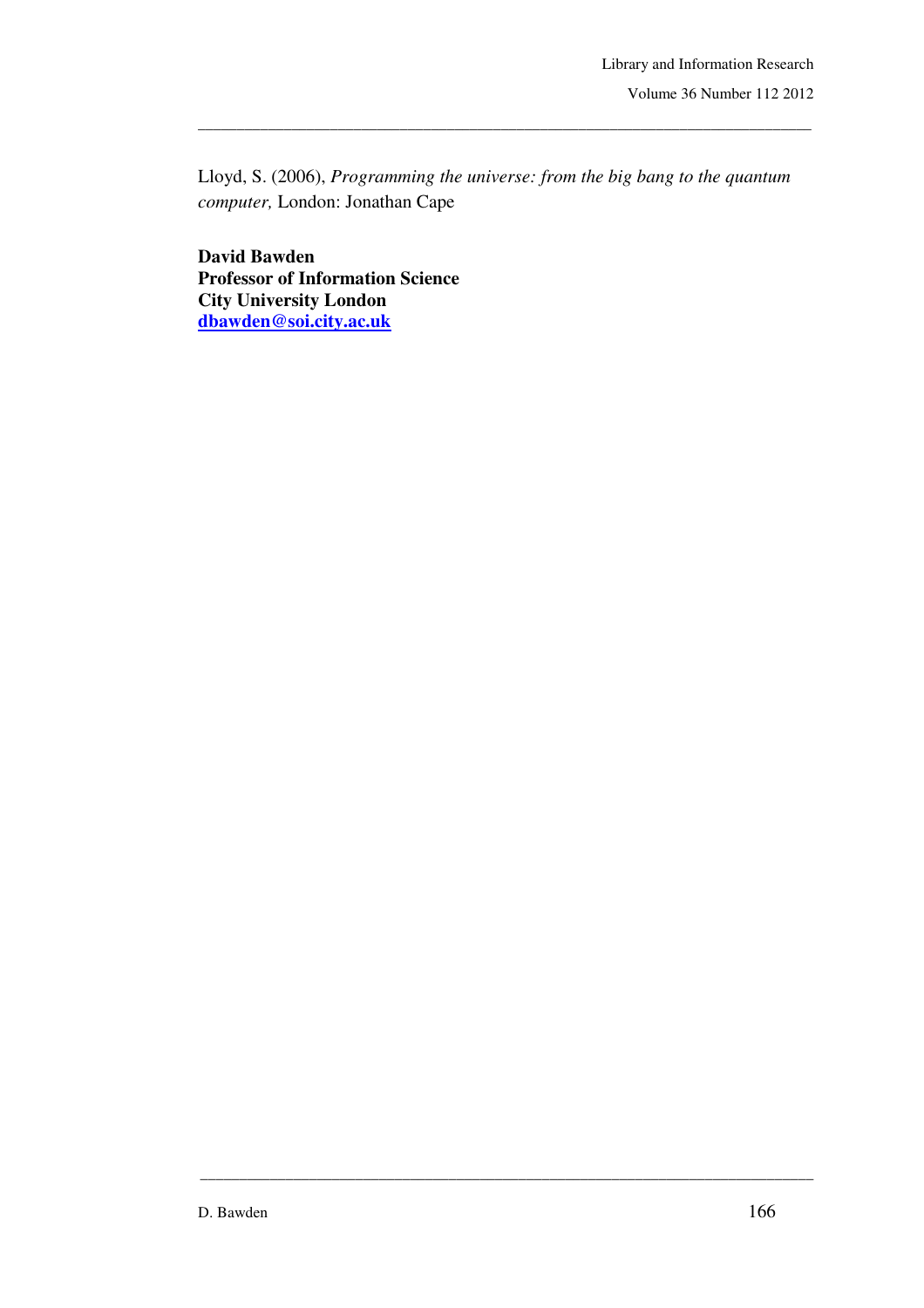Lloyd, S. (2006), *Programming the universe: from the big bang to the quantum computer,* London: Jonathan Cape

**David Bawden**
**Professor of Information Science**
**City University London**
**dbawden@soi.city.ac.uk**